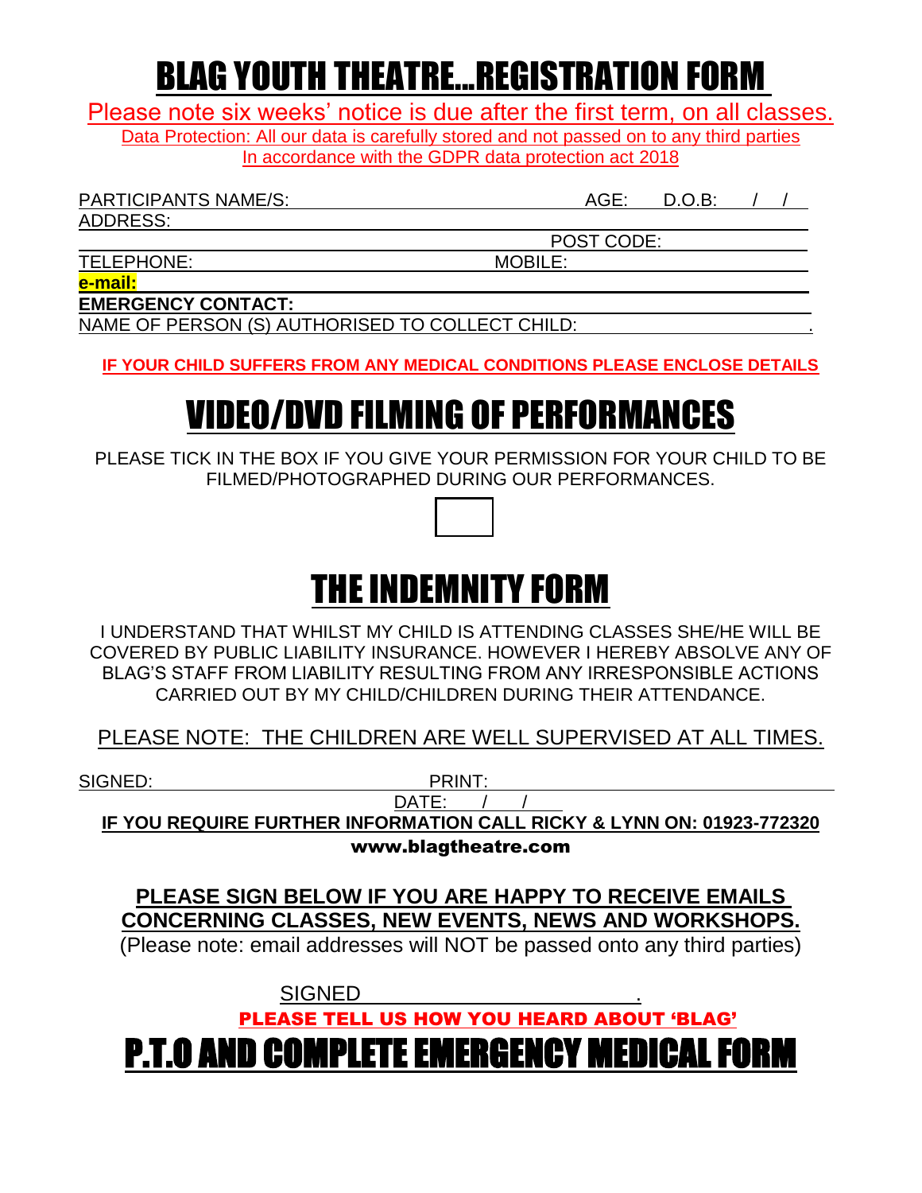# BLAG YOUTH THEATRE...REGISTRATION FORM

Please note six weeks' notice is due after the first term, on all classes.

Data Protection: All our data is carefully stored and not passed on to any third parties
In accordance with the GDPR data protection act 2018

PARTICIPANTS NAME/S: AGE: D.O.B: / /

ADDRESS:

POST CODE:

TELEPHONE: MOBILE:

**e-mail:**

**EMERGENCY CONTACT:**

NAME OF PERSON (S) AUTHORISED TO COLLECT CHILD: .

**IF YOUR CHILD SUFFERS FROM ANY MEDICAL CONDITIONS PLEASE ENCLOSE DETAILS**

# VIDEO/DVD FILMING OF PERFORMANCES

PLEASE TICK IN THE BOX IF YOU GIVE YOUR PERMISSION FOR YOUR CHILD TO BE FILMED/PHOTOGRAPHED DURING OUR PERFORMANCES.

☐

# THE INDEMNITY FORM

I UNDERSTAND THAT WHILST MY CHILD IS ATTENDING CLASSES SHE/HE WILL BE COVERED BY PUBLIC LIABILITY INSURANCE. HOWEVER I HEREBY ABSOLVE ANY OF BLAG'S STAFF FROM LIABILITY RESULTING FROM ANY IRRESPONSIBLE ACTIONS CARRIED OUT BY MY CHILD/CHILDREN DURING THEIR ATTENDANCE.

PLEASE NOTE: THE CHILDREN ARE WELL SUPERVISED AT ALL TIMES.

SIGNED: PRINT:

DATE: / /

**IF YOU REQUIRE FURTHER INFORMATION CALL RICKY & LYNN ON: 01923-772320**

**www.blagtheatre.com**

**PLEASE SIGN BELOW IF YOU ARE HAPPY TO RECEIVE EMAILS CONCERNING CLASSES, NEW EVENTS, NEWS AND WORKSHOPS.**

(Please note: email addresses will NOT be passed onto any third parties)

SIGNED .

**PLEASE TELL US HOW YOU HEARD ABOUT 'BLAG'**

# P.T.O AND COMPLETE EMERGENCY MEDICAL FORM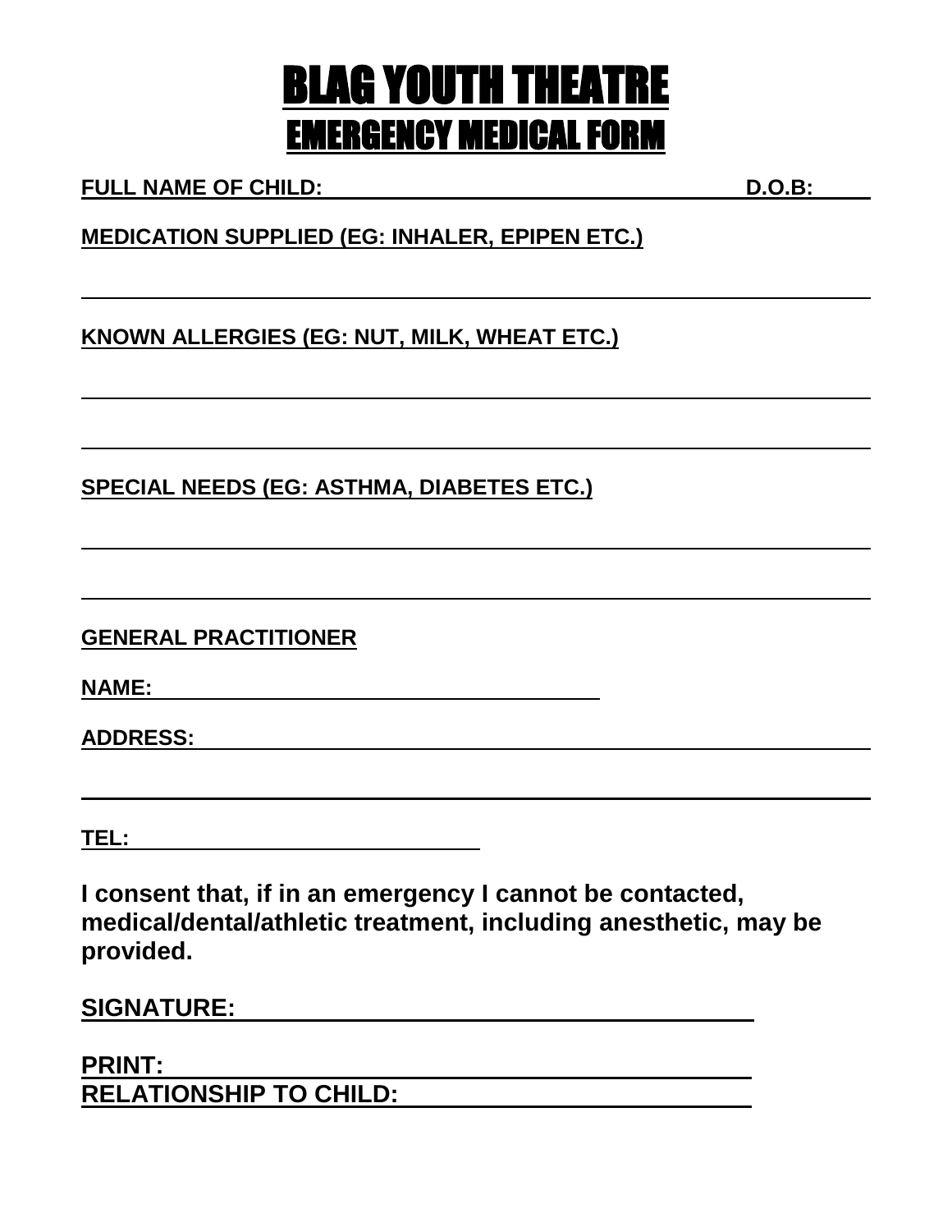# BLAG YOUTH THEATRE

## EMERGENCY MEDICAL FORM

**FULL NAME OF CHILD:** \_\_\_\_\_\_\_\_\_\_\_\_\_\_\_\_\_\_\_\_\_\_\_\_\_\_\_\_\_\_\_\_ **D.O.B:** \_\_\_\_\_

**MEDICATION SUPPLIED (EG: INHALER, EPIPEN ETC.)**

\_\_\_\_\_\_\_\_\_\_\_\_\_\_\_\_\_\_\_\_\_\_\_\_\_\_\_\_\_\_\_\_\_\_\_\_\_\_\_\_\_\_\_\_\_\_\_\_\_\_\_\_\_\_\_\_\_\_

**KNOWN ALLERGIES (EG: NUT, MILK, WHEAT ETC.)**

\_\_\_\_\_\_\_\_\_\_\_\_\_\_\_\_\_\_\_\_\_\_\_\_\_\_\_\_\_\_\_\_\_\_\_\_\_\_\_\_\_\_\_\_\_\_\_\_\_\_\_\_\_\_\_\_\_\_

\_\_\_\_\_\_\_\_\_\_\_\_\_\_\_\_\_\_\_\_\_\_\_\_\_\_\_\_\_\_\_\_\_\_\_\_\_\_\_\_\_\_\_\_\_\_\_\_\_\_\_\_\_\_\_\_\_\_

**SPECIAL NEEDS (EG: ASTHMA, DIABETES ETC.)**

\_\_\_\_\_\_\_\_\_\_\_\_\_\_\_\_\_\_\_\_\_\_\_\_\_\_\_\_\_\_\_\_\_\_\_\_\_\_\_\_\_\_\_\_\_\_\_\_\_\_\_\_\_\_\_\_\_\_

\_\_\_\_\_\_\_\_\_\_\_\_\_\_\_\_\_\_\_\_\_\_\_\_\_\_\_\_\_\_\_\_\_\_\_\_\_\_\_\_\_\_\_\_\_\_\_\_\_\_\_\_\_\_\_\_\_\_

**GENERAL PRACTITIONER**

**NAME:** \_\_\_\_\_\_\_\_\_\_\_\_\_\_\_\_\_\_\_\_\_\_\_\_\_\_\_\_\_\_\_\_\_\_\_

**ADDRESS:** \_\_\_\_\_\_\_\_\_\_\_\_\_\_\_\_\_\_\_\_\_\_\_\_\_\_\_\_\_\_\_\_\_\_\_\_\_\_\_\_\_\_\_\_\_\_\_\_

\_\_\_\_\_\_\_\_\_\_\_\_\_\_\_\_\_\_\_\_\_\_\_\_\_\_\_\_\_\_\_\_\_\_\_\_\_\_\_\_\_\_\_\_\_\_\_\_\_\_\_\_\_\_\_\_\_\_

**TEL:** \_\_\_\_\_\_\_\_\_\_\_\_\_\_\_\_\_\_\_\_\_\_\_\_\_\_\_\_

**I consent that, if in an emergency I cannot be contacted, medical/dental/athletic treatment, including anesthetic, may be provided.**

**SIGNATURE:** \_\_\_\_\_\_\_\_\_\_\_\_\_\_\_\_\_\_\_\_\_\_\_\_\_\_\_\_\_\_\_\_\_\_\_\_\_\_

**PRINT:** \_\_\_\_\_\_\_\_\_\_\_\_\_\_\_\_\_\_\_\_\_\_\_\_\_\_\_\_\_\_\_\_\_\_\_\_\_\_\_\_\_\_

**RELATIONSHIP TO CHILD:** \_\_\_\_\_\_\_\_\_\_\_\_\_\_\_\_\_\_\_\_\_\_\_\_\_\_